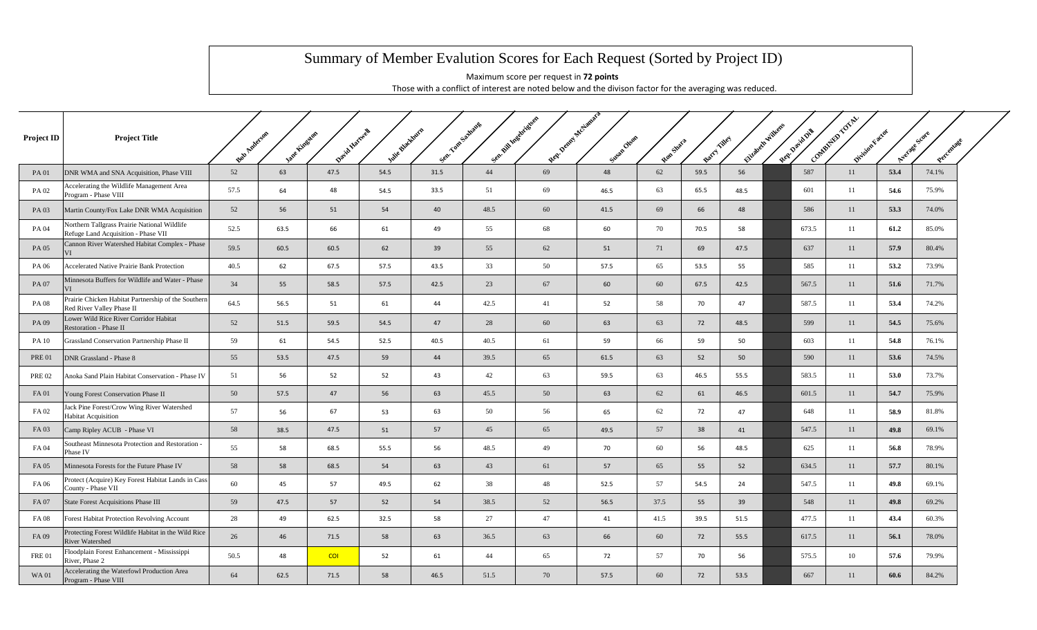# Summary of Member Evalution Scores for Each Request (Sorted by Project ID)

Maximum score per request in **72 points**

Those with a conflict of interest are noted below and the divison factor for the averaging was reduced.

| Project ID | Project Title | Bob Anderson | Jane Kingston | David Hartwell | Julie Blackburn | Sen. Tom Saxhaug | Sen. Bill Ingebrigtsen | Rep. Denny McNamara | Susan Olson | Ron Shara | Barry Tilley | Elizabeth Wilkens | Rep. David Dill | COMBINED TOTAL | Division Factor | Average Score | Percentage |
|---|---|---|---|---|---|---|---|---|---|---|---|---|---|---|---|---|---|
| PA 01 | DNR WMA and SNA Acquisition, Phase VIII | 52 | 63 | 47.5 | 54.5 | 31.5 | 44 | 69 | 48 | 62 | 59.5 | 56 | | 587 | 11 | **53.4** | 74.1% |
| PA 02 | Accelerating the Wildlife Management Area Program - Phase VIII | 57.5 | 64 | 48 | 54.5 | 33.5 | 51 | 69 | 46.5 | 63 | 65.5 | 48.5 | | 601 | 11 | **54.6** | 75.9% |
| PA 03 | Martin County/Fox Lake DNR WMA Acquisition | 52 | 56 | 51 | 54 | 40 | 48.5 | 60 | 41.5 | 69 | 66 | 48 | | 586 | 11 | **53.3** | 74.0% |
| PA 04 | Northern Tallgrass Prairie National Wildlife Refuge Land Acquisition - Phase VII | 52.5 | 63.5 | 66 | 61 | 49 | 55 | 68 | 60 | 70 | 70.5 | 58 | | 673.5 | 11 | **61.2** | 85.0% |
| PA 05 | Cannon River Watershed Habitat Complex - Phase VI | 59.5 | 60.5 | 60.5 | 62 | 39 | 55 | 62 | 51 | 71 | 69 | 47.5 | | 637 | 11 | **57.9** | 80.4% |
| PA 06 | Accelerated Native Prairie Bank Protection | 40.5 | 62 | 67.5 | 57.5 | 43.5 | 33 | 50 | 57.5 | 65 | 53.5 | 55 | | 585 | 11 | **53.2** | 73.9% |
| PA 07 | Minnesota Buffers for Wildlife and Water - Phase VI | 34 | 55 | 58.5 | 57.5 | 42.5 | 23 | 67 | 60 | 60 | 67.5 | 42.5 | | 567.5 | 11 | **51.6** | 71.7% |
| PA 08 | Prairie Chicken Habitat Partnership of the Southern Red River Valley Phase II | 64.5 | 56.5 | 51 | 61 | 44 | 42.5 | 41 | 52 | 58 | 70 | 47 | | 587.5 | 11 | **53.4** | 74.2% |
| PA 09 | Lower Wild Rice River Corridor Habitat Restoration - Phase II | 52 | 51.5 | 59.5 | 54.5 | 47 | 28 | 60 | 63 | 63 | 72 | 48.5 | | 599 | 11 | **54.5** | 75.6% |
| PA 10 | Grassland Conservation Partnership Phase II | 59 | 61 | 54.5 | 52.5 | 40.5 | 40.5 | 61 | 59 | 66 | 59 | 50 | | 603 | 11 | **54.8** | 76.1% |
| PRE 01 | DNR Grassland - Phase 8 | 55 | 53.5 | 47.5 | 59 | 44 | 39.5 | 65 | 61.5 | 63 | 52 | 50 | | 590 | 11 | **53.6** | 74.5% |
| PRE 02 | Anoka Sand Plain Habitat Conservation - Phase IV | 51 | 56 | 52 | 52 | 43 | 42 | 63 | 59.5 | 63 | 46.5 | 55.5 | | 583.5 | 11 | **53.0** | 73.7% |
| FA 01 | Young Forest Conservation Phase II | 50 | 57.5 | 47 | 56 | 63 | 45.5 | 50 | 63 | 62 | 61 | 46.5 | | 601.5 | 11 | **54.7** | 75.9% |
| FA 02 | Jack Pine Forest/Crow Wing River Watershed Habitat Acquisition | 57 | 56 | 67 | 53 | 63 | 50 | 56 | 65 | 62 | 72 | 47 | | 648 | 11 | **58.9** | 81.8% |
| FA 03 | Camp Ripley ACUB - Phase VI | 58 | 38.5 | 47.5 | 51 | 57 | 45 | 65 | 49.5 | 57 | 38 | 41 | | 547.5 | 11 | **49.8** | 69.1% |
| FA 04 | Southeast Minnesota Protection and Restoration - Phase IV | 55 | 58 | 68.5 | 55.5 | 56 | 48.5 | 49 | 70 | 60 | 56 | 48.5 | | 625 | 11 | **56.8** | 78.9% |
| FA 05 | Minnesota Forests for the Future Phase IV | 58 | 58 | 68.5 | 54 | 63 | 43 | 61 | 57 | 65 | 55 | 52 | | 634.5 | 11 | **57.7** | 80.1% |
| FA 06 | Protect (Acquire) Key Forest Habitat Lands in Cass County - Phase VII | 60 | 45 | 57 | 49.5 | 62 | 38 | 48 | 52.5 | 57 | 54.5 | 24 | | 547.5 | 11 | **49.8** | 69.1% |
| FA 07 | State Forest Acquisitions Phase III | 59 | 47.5 | 57 | 52 | 54 | 38.5 | 52 | 56.5 | 37.5 | 55 | 39 | | 548 | 11 | **49.8** | 69.2% |
| FA 08 | Forest Habitat Protection Revolving Account | 28 | 49 | 62.5 | 32.5 | 58 | 27 | 47 | 41 | 41.5 | 39.5 | 51.5 | | 477.5 | 11 | **43.4** | 60.3% |
| FA 09 | Protecting Forest Wildlife Habitat in the Wild Rice River Watershed | 26 | 46 | 71.5 | 58 | 63 | 36.5 | 63 | 66 | 60 | 72 | 55.5 | | 617.5 | 11 | **56.1** | 78.0% |
| FRE 01 | Floodplain Forest Enhancement - Mississippi River, Phase 2 | 50.5 | 48 | COI | 52 | 61 | 44 | 65 | 72 | 57 | 70 | 56 | | 575.5 | 10 | **57.6** | 79.9% |
| WA 01 | Accelerating the Waterfowl Production Area Program - Phase VIII | 64 | 62.5 | 71.5 | 58 | 46.5 | 51.5 | 70 | 57.5 | 60 | 72 | 53.5 | | 667 | 11 | **60.6** | 84.2% |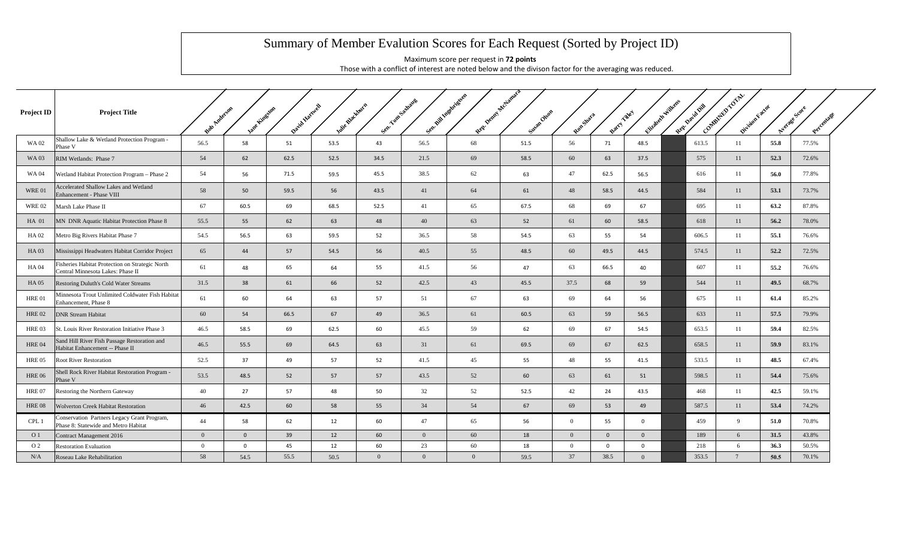# Summary of Member Evalution Scores for Each Request (Sorted by Project ID)

Maximum score per request in **72 points**

Those with a conflict of interest are noted below and the divison factor for the averaging was reduced.

| Project ID | Project Title | Bob Anderson | Jane Kingston | David Hartwell | Julie Blackburn | Sen. Tom Saxhaug | Sen. Bill Ingebrigtsen | Rep. Denny McNamara | Susan Olson | Ron Shara | Barry Tilley | Elizabeth Wilkens | Rep. David Dill | COMBINED TOTAL | Division Factor | Average Score | Percentage |
|---|---|---|---|---|---|---|---|---|---|---|---|---|---|---|---|---|---|
| WA 02 | Shallow Lake & Wetland Protection Program - Phase V | 56.5 | 58 | 51 | 53.5 | 43 | 56.5 | 68 | 51.5 | 56 | 71 | 48.5 | | 613.5 | 11 | **55.8** | 77.5% |
| WA 03 | RIM Wetlands: Phase 7 | 54 | 62 | 62.5 | 52.5 | 34.5 | 21.5 | 69 | 58.5 | 60 | 63 | 37.5 | | 575 | 11 | **52.3** | 72.6% |
| WA 04 | Wetland Habitat Protection Program – Phase 2 | 54 | 56 | 71.5 | 59.5 | 45.5 | 38.5 | 62 | 63 | 47 | 62.5 | 56.5 | | 616 | 11 | **56.0** | 77.8% |
| WRE 01 | Accelerated Shallow Lakes and Wetland Enhancement - Phase VIII | 58 | 50 | 59.5 | 56 | 43.5 | 41 | 64 | 61 | 48 | 58.5 | 44.5 | | 584 | 11 | **53.1** | 73.7% |
| WRE 02 | Marsh Lake Phase II | 67 | 60.5 | 69 | 68.5 | 52.5 | 41 | 65 | 67.5 | 68 | 69 | 67 | | 695 | 11 | **63.2** | 87.8% |
| HA 01 | MN DNR Aquatic Habitat Protection Phase 8 | 55.5 | 55 | 62 | 63 | 48 | 40 | 63 | 52 | 61 | 60 | 58.5 | | 618 | 11 | **56.2** | 78.0% |
| HA 02 | Metro Big Rivers Habitat Phase 7 | 54.5 | 56.5 | 63 | 59.5 | 52 | 36.5 | 58 | 54.5 | 63 | 55 | 54 | | 606.5 | 11 | **55.1** | 76.6% |
| HA 03 | Mississippi Headwaters Habitat Corridor Project | 65 | 44 | 57 | 54.5 | 56 | 40.5 | 55 | 48.5 | 60 | 49.5 | 44.5 | | 574.5 | 11 | **52.2** | 72.5% |
| HA 04 | Fisheries Habitat Protection on Strategic North Central Minnesota Lakes: Phase II | 61 | 48 | 65 | 64 | 55 | 41.5 | 56 | 47 | 63 | 66.5 | 40 | | 607 | 11 | **55.2** | 76.6% |
| HA 05 | Restoring Duluth's Cold Water Streams | 31.5 | 38 | 61 | 66 | 52 | 42.5 | 43 | 45.5 | 37.5 | 68 | 59 | | 544 | 11 | **49.5** | 68.7% |
| HRE 01 | Minnesota Trout Unlimited Coldwater Fish Habitat Enhancement, Phase 8 | 61 | 60 | 64 | 63 | 57 | 51 | 67 | 63 | 69 | 64 | 56 | | 675 | 11 | **61.4** | 85.2% |
| HRE 02 | DNR Stream Habitat | 60 | 54 | 66.5 | 67 | 49 | 36.5 | 61 | 60.5 | 63 | 59 | 56.5 | | 633 | 11 | **57.5** | 79.9% |
| HRE 03 | St. Louis River Restoration Initiative Phase 3 | 46.5 | 58.5 | 69 | 62.5 | 60 | 45.5 | 59 | 62 | 69 | 67 | 54.5 | | 653.5 | 11 | **59.4** | 82.5% |
| HRE 04 | Sand Hill River Fish Passage Restoration and Habitat Enhancement -- Phase II | 46.5 | 55.5 | 69 | 64.5 | 63 | 31 | 61 | 69.5 | 69 | 67 | 62.5 | | 658.5 | 11 | **59.9** | 83.1% |
| HRE 05 | Root River Restoration | 52.5 | 37 | 49 | 57 | 52 | 41.5 | 45 | 55 | 48 | 55 | 41.5 | | 533.5 | 11 | **48.5** | 67.4% |
| HRE 06 | Shell Rock River Habitat Restoration Program - Phase V | 53.5 | 48.5 | 52 | 57 | 57 | 43.5 | 52 | 60 | 63 | 61 | 51 | | 598.5 | 11 | **54.4** | 75.6% |
| HRE 07 | Restoring the Northern Gateway | 40 | 27 | 57 | 48 | 50 | 32 | 52 | 52.5 | 42 | 24 | 43.5 | | 468 | 11 | **42.5** | 59.1% |
| HRE 08 | Wolverton Creek Habitat Restoration | 46 | 42.5 | 60 | 58 | 55 | 34 | 54 | 67 | 69 | 53 | 49 | | 587.5 | 11 | **53.4** | 74.2% |
| CPL 1 | Conservation Partners Legacy Grant Program, Phase 8: Statewide and Metro Habitat | 44 | 58 | 62 | 12 | 60 | 47 | 65 | 56 | 0 | 55 | 0 | | 459 | 9 | **51.0** | 70.8% |
| O 1 | Contract Management 2016 | 0 | 0 | 39 | 12 | 60 | 0 | 60 | 18 | 0 | 0 | 0 | | 189 | 6 | **31.5** | 43.8% |
| O 2 | Restoration Evaluation | 0 | 0 | 45 | 12 | 60 | 23 | 60 | 18 | 0 | 0 | 0 | | 218 | 6 | **36.3** | 50.5% |
| N/A | Roseau Lake Rehabilitation | 58 | 54.5 | 55.5 | 50.5 | 0 | 0 | 0 | 59.5 | 37 | 38.5 | 0 | | 353.5 | 7 | **50.5** | 70.1% |